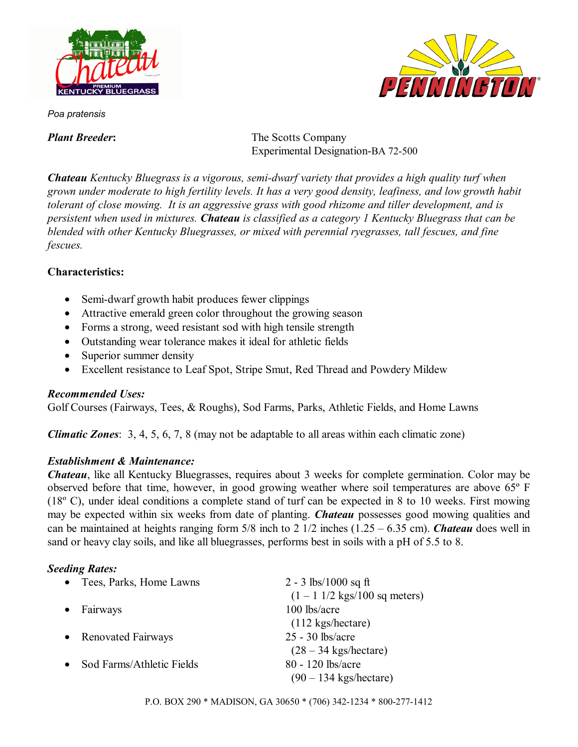*Poa pratensis*

***Plant Breeder*:** The Scotts Company
Experimental Designation-BA 72-500

***Chateau** Kentucky Bluegrass is a vigorous, semi-dwarf variety that provides a high quality turf when grown under moderate to high fertility levels. It has a very good density, leafiness, and low growth habit tolerant of close mowing. It is an aggressive grass with good rhizome and tiller development, and is persistent when used in mixtures. **Chateau** is classified as a category 1 Kentucky Bluegrass that can be blended with other Kentucky Bluegrasses, or mixed with perennial ryegrasses, tall fescues, and fine fescues.*

**Characteristics:**

- Semi-dwarf growth habit produces fewer clippings
- Attractive emerald green color throughout the growing season
- Forms a strong, weed resistant sod with high tensile strength
- Outstanding wear tolerance makes it ideal for athletic fields
- Superior summer density
- Excellent resistance to Leaf Spot, Stripe Smut, Red Thread and Powdery Mildew

***Recommended Uses:***
Golf Courses (Fairways, Tees, & Roughs), Sod Farms, Parks, Athletic Fields, and Home Lawns

***Climatic Zones***: 3, 4, 5, 6, 7, 8 (may not be adaptable to all areas within each climatic zone)

***Establishment & Maintenance:***
***Chateau***, like all Kentucky Bluegrasses, requires about 3 weeks for complete germination. Color may be observed before that time, however, in good growing weather where soil temperatures are above 65º F (18º C), under ideal conditions a complete stand of turf can be expected in 8 to 10 weeks. First mowing may be expected within six weeks from date of planting. ***Chateau*** possesses good mowing qualities and can be maintained at heights ranging form 5/8 inch to 2 1/2 inches (1.25 – 6.35 cm). ***Chateau*** does well in sand or heavy clay soils, and like all bluegrasses, performs best in soils with a pH of 5.5 to 8.

***Seeding Rates:***

- Tees, Parks, Home Lawns — 2 - 3 lbs/1000 sq ft (1 – 1 1/2 kgs/100 sq meters)
- Fairways — 100 lbs/acre (112 kgs/hectare)
- Renovated Fairways — 25 - 30 lbs/acre (28 – 34 kgs/hectare)
- Sod Farms/Athletic Fields — 80 - 120 lbs/acre (90 – 134 kgs/hectare)

P.O. BOX 290 * MADISON, GA 30650 * (706) 342-1234 * 800-277-1412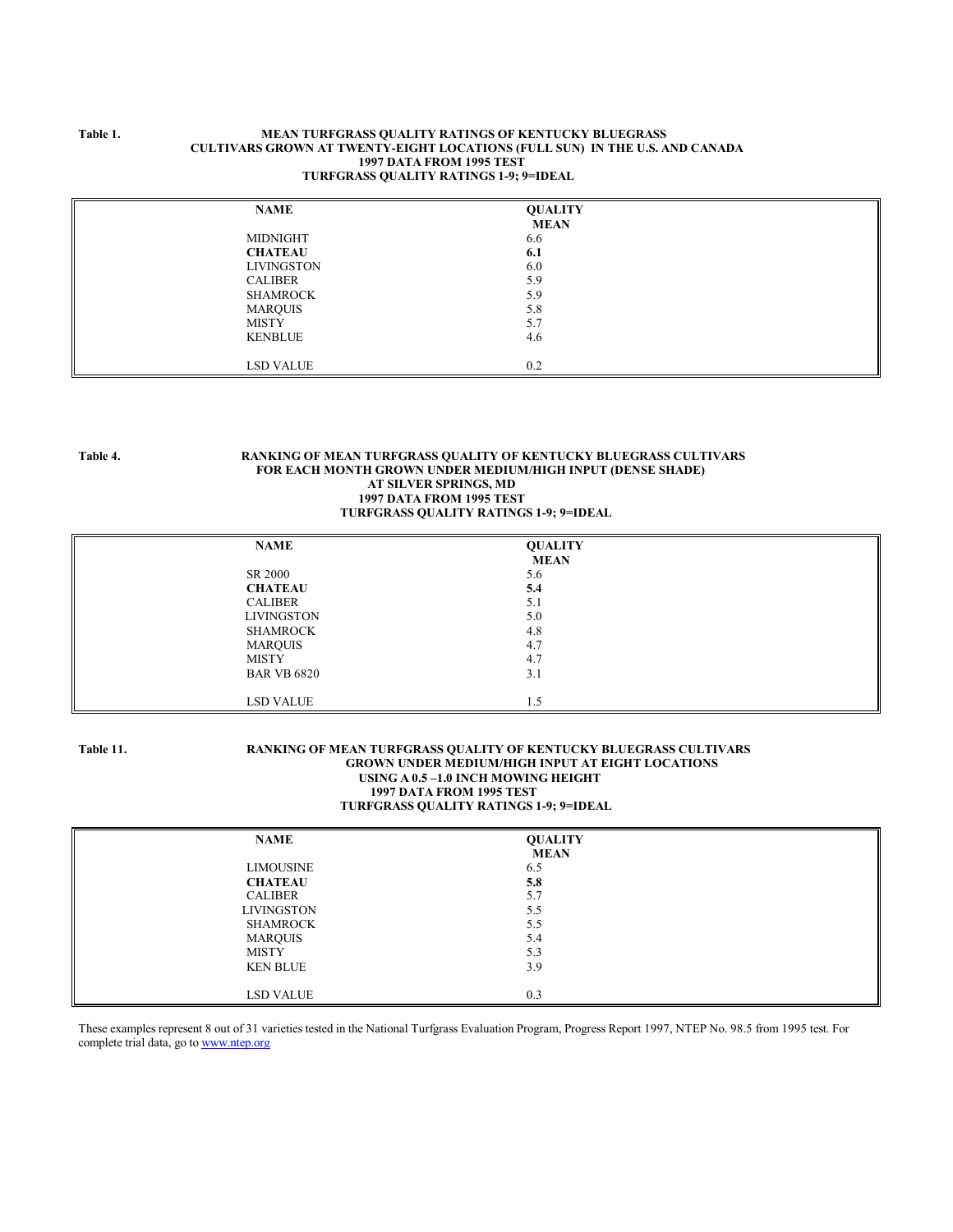**Table 1.** **MEAN TURFGRASS QUALITY RATINGS OF KENTUCKY BLUEGRASS CULTIVARS GROWN AT TWENTY-EIGHT LOCATIONS (FULL SUN) IN THE U.S. AND CANADA**
**1997 DATA FROM 1995 TEST**
**TURFGRASS QUALITY RATINGS 1-9; 9=IDEAL**

| NAME | QUALITY MEAN |
|---|---|
| MIDNIGHT | 6.6 |
| **CHATEAU** | **6.1** |
| LIVINGSTON | 6.0 |
| CALIBER | 5.9 |
| SHAMROCK | 5.9 |
| MARQUIS | 5.8 |
| MISTY | 5.7 |
| KENBLUE | 4.6 |
| LSD VALUE | 0.2 |

**Table 4.** **RANKING OF MEAN TURFGRASS QUALITY OF KENTUCKY BLUEGRASS CULTIVARS FOR EACH MONTH GROWN UNDER MEDIUM/HIGH INPUT (DENSE SHADE) AT SILVER SPRINGS, MD**
**1997 DATA FROM 1995 TEST**
**TURFGRASS QUALITY RATINGS 1-9; 9=IDEAL**

| NAME | QUALITY MEAN |
|---|---|
| SR 2000 | 5.6 |
| **CHATEAU** | **5.4** |
| CALIBER | 5.1 |
| LIVINGSTON | 5.0 |
| SHAMROCK | 4.8 |
| MARQUIS | 4.7 |
| MISTY | 4.7 |
| BAR VB 6820 | 3.1 |
| LSD VALUE | 1.5 |

**Table 11.** **RANKING OF MEAN TURFGRASS QUALITY OF KENTUCKY BLUEGRASS CULTIVARS GROWN UNDER MEDIUM/HIGH INPUT AT EIGHT LOCATIONS USING A 0.5 –1.0 INCH MOWING HEIGHT**
**1997 DATA FROM 1995 TEST**
**TURFGRASS QUALITY RATINGS 1-9; 9=IDEAL**

| NAME | QUALITY MEAN |
|---|---|
| LIMOUSINE | 6.5 |
| **CHATEAU** | **5.8** |
| CALIBER | 5.7 |
| LIVINGSTON | 5.5 |
| SHAMROCK | 5.5 |
| MARQUIS | 5.4 |
| MISTY | 5.3 |
| KEN BLUE | 3.9 |
| LSD VALUE | 0.3 |

These examples represent 8 out of 31 varieties tested in the National Turfgrass Evaluation Program, Progress Report 1997, NTEP No. 98.5 from 1995 test. For complete trial data, go to www.ntep.org